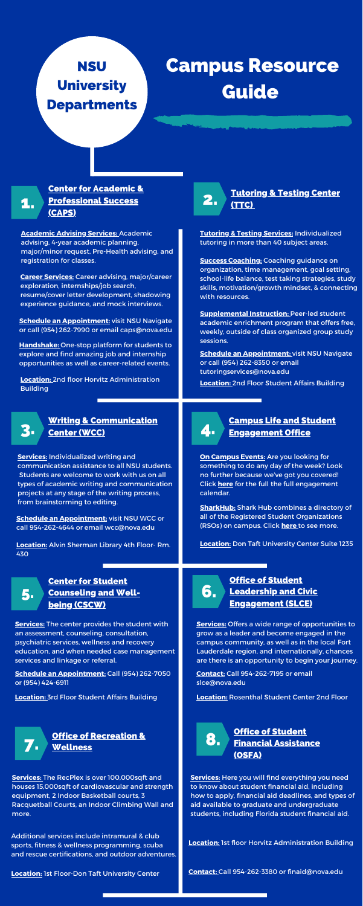# NSU University Departments

# Campus Resource Guide

## 1. Center for Academic & Professional Success (CAPS)

**Academic Advising Services:** Academic advising, 4-year academic planning, major/minor request, Pre-Health advising, and registration for classes.

**Career Services:** Career advising, major/career exploration, internships/job search, resume/cover letter development, shadowing experience guidance, and mock interviews.

**Schedule an Appointment:** visit NSU Navigate or call (954) 262-7990 or email caps@nova.edu

**Handshake:** One-stop platform for students to explore and find amazing job and internship opportunities as well as career-related events.

**Location:** 2nd floor Horvitz Administration Building

## 2. Tutoring & Testing Center (TTC)

**Tutoring & Testing Services:** Individualized tutoring in more than 40 subject areas.

**Success Coaching:** Coaching guidance on organization, time management, goal setting, school-life balance, test taking strategies, study skills, motivation/growth mindset, & connecting with resources.

**Supplemental Instruction:** Peer-led student academic enrichment program that offers free, weekly, outside of class organized group study sessions.

**Schedule an Appointment:** visit NSU Navigate or call (954) 262-8350 or email tutoringservices@nova.edu

**Location:** 2nd Floor Student Affairs Building

## 3. Writing & Communication Center (WCC)

**Services:** Individualized writing and communication assistance to all NSU students. Students are welcome to work with us on all types of academic writing and communication projects at any stage of the writing process, from brainstorming to editing.

**Schedule an Appointment:** visit NSU WCC or call 954-262-4644 or email wcc@nova.edu

**Location:** Alvin Sherman Library 4th Floor- Rm. 430

## 4. Campus Life and Student Engagement Office

**On Campus Events:** Are you looking for something to do any day of the week? Look no further because we've got you covered! Click **here** for the full the full engagement calendar.

**SharkHub:** Shark Hub combines a directory of all of the Registered Student Organizations (RSOs) on campus. Click **here** to see more.

**Location:** Don Taft University Center Suite 1235

## 5. Center for Student Counseling and Well-being (CSCW)

**Services:** The center provides the student with an assessment, counseling, consultation, psychiatric services, wellness and recovery education, and when needed case management services and linkage or referral.

**Schedule an Appointment:** Call (954) 262-7050 or (954) 424-6911

**Location:** 3rd Floor Student Affairs Building

## 6. Office of Student Leadership and Civic Engagement (SLCE)

**Services:** Offers a wide range of opportunities to grow as a leader and become engaged in the campus community, as well as in the local Fort Lauderdale region, and internationally, chances are there is an opportunity to begin your journey.

**Contact:** Call 954-262-7195 or email slce@nova.edu

**Location:** Rosenthal Student Center 2nd Floor

## 7. Office of Recreation & Wellness

**Services:** The RecPlex is over 100,000sqft and houses 15,000sqft of cardiovascular and strength equipment, 2 Indoor Basketball courts, 3 Racquetball Courts, an Indoor Climbing Wall and more.

Additional services include intramural & club sports, fitness & wellness programming, scuba and rescue certifications, and outdoor adventures.

**Location:** 1st Floor-Don Taft University Center

## 8. Office of Student Financial Assistance (OSFA)

**Services:** Here you will find everything you need to know about student financial aid, including how to apply, financial aid deadlines, and types of aid available to graduate and undergraduate students, including Florida student financial aid.

**Location:** 1st floor Horvitz Administration Building

**Contact:** Call 954-262-3380 or finaid@nova.edu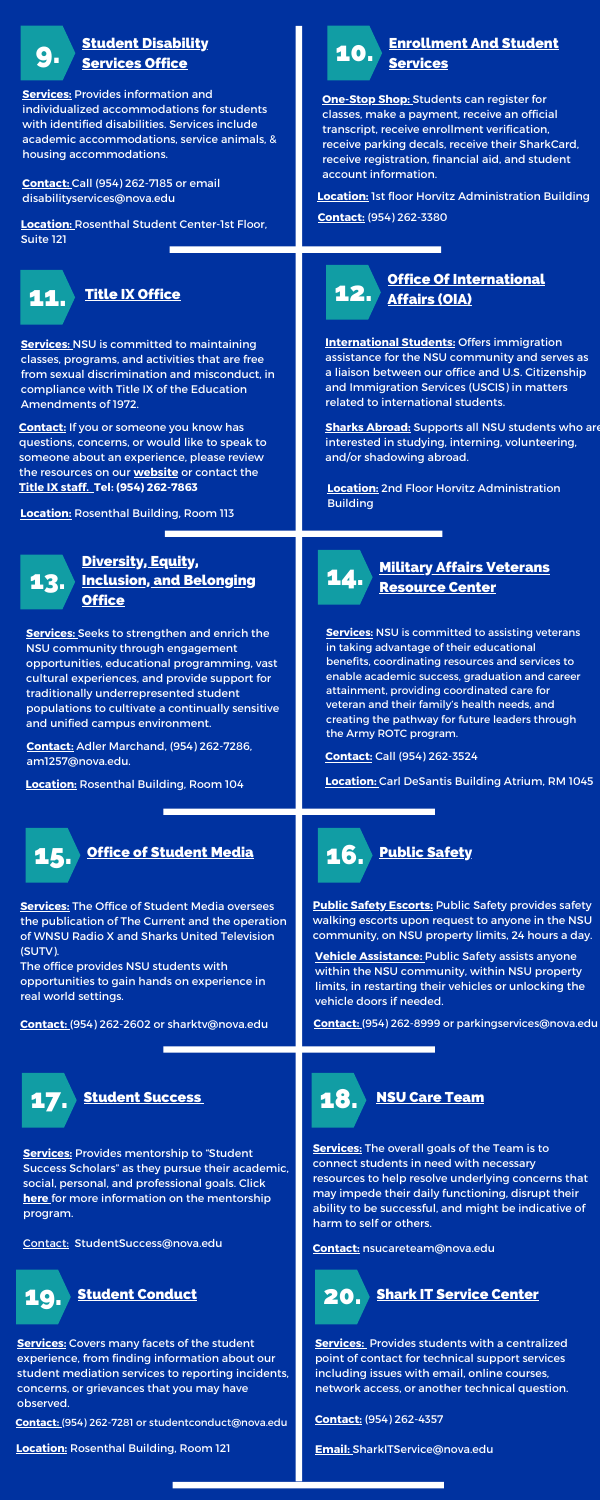## 9. Student Disability Services Office

**Services:** Provides information and individualized accommodations for students with identified disabilities. Services include academic accommodations, service animals, & housing accommodations.

**Contact:** Call (954) 262-7185 or email disabilityservices@nova.edu

**Location:** Rosenthal Student Center-1st Floor, Suite 121

## 10. Enrollment And Student Services

**One-Stop Shop:** Students can register for classes, make a payment, receive an official transcript, receive enrollment verification, receive parking decals, receive their SharkCard, receive registration, financial aid, and student account information.

**Location:** 1st floor Horvitz Administration Building

**Contact:** (954) 262-3380

## 11. Title IX Office

**Services:** NSU is committed to maintaining classes, programs, and activities that are free from sexual discrimination and misconduct, in compliance with Title IX of the Education Amendments of 1972.

**Contact:** If you or someone you know has questions, concerns, or would like to speak to someone about an experience, please review the resources on our **website** or contact the **Title IX staff. Tel: (954) 262-7863**

**Location:** Rosenthal Building, Room 113

## 12. Office Of International Affairs (OIA)

**International Students:** Offers immigration assistance for the NSU community and serves as a liaison between our office and U.S. Citizenship and Immigration Services (USCIS) in matters related to international students.

**Sharks Abroad:** Supports all NSU students who are interested in studying, interning, volunteering, and/or shadowing abroad.

**Location:** 2nd Floor Horvitz Administration Building

## 13. Diversity, Equity, Inclusion, and Belonging Office

**Services:** Seeks to strengthen and enrich the NSU community through engagement opportunities, educational programming, vast cultural experiences, and provide support for traditionally underrepresented student populations to cultivate a continually sensitive and unified campus environment.

**Contact:** Adler Marchand, (954) 262-7286, am1257@nova.edu.

**Location:** Rosenthal Building, Room 104

## 14. Military Affairs Veterans Resource Center

**Services:** NSU is committed to assisting veterans in taking advantage of their educational benefits, coordinating resources and services to enable academic success, graduation and career attainment, providing coordinated care for veteran and their family's health needs, and creating the pathway for future leaders through the Army ROTC program.

**Contact:** Call (954) 262-3524

**Location:** Carl DeSantis Building Atrium, RM 1045

## 15. Office of Student Media

**Services:** The Office of Student Media oversees the publication of The Current and the operation of WNSU Radio X and Sharks United Television (SUTV).

The office provides NSU students with opportunities to gain hands on experience in real world settings.

**Contact:** (954) 262-2602 or sharktv@nova.edu

## 16. Public Safety

**Public Safety Escorts:** Public Safety provides safety walking escorts upon request to anyone in the NSU community, on NSU property limits, 24 hours a day.

**Vehicle Assistance:** Public Safety assists anyone within the NSU community, within NSU property limits, in restarting their vehicles or unlocking the vehicle doors if needed.

**Contact:** (954) 262-8999 or parkingservices@nova.edu

## 17. Student Success

**Services:** Provides mentorship to "Student Success Scholars" as they pursue their academic, social, personal, and professional goals. Click **here** for more information on the mentorship program.

Contact: StudentSuccess@nova.edu

## 18. NSU Care Team

**Services:** The overall goals of the Team is to connect students in need with necessary resources to help resolve underlying concerns that may impede their daily functioning, disrupt their ability to be successful, and might be indicative of harm to self or others.

**Contact:** nsucareteam@nova.edu

## 19. Student Conduct

**Services:** Covers many facets of the student experience, from finding information about our student mediation services to reporting incidents, concerns, or grievances that you may have observed.

**Contact:** (954) 262-7281 or studentconduct@nova.edu

**Location:** Rosenthal Building, Room 121

## 20. Shark IT Service Center

**Services:** Provides students with a centralized point of contact for technical support services including issues with email, online courses, network access, or another technical question.

**Contact:** (954) 262-4357

**Email:** SharkITService@nova.edu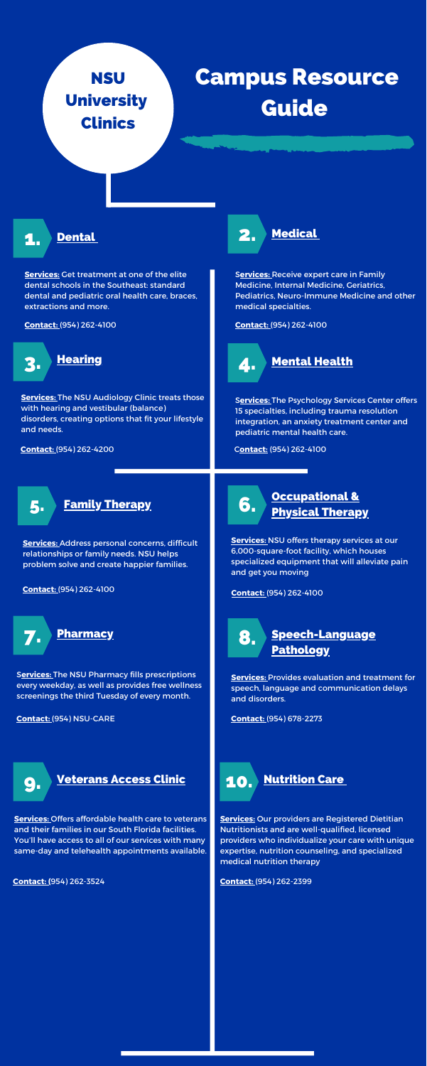# NSU University Clinics

# Campus Resource Guide

## 1. Dental

**Services:** Get treatment at one of the elite dental schools in the Southeast: standard dental and pediatric oral health care, braces, extractions and more.

**Contact:** (954) 262-4100

## 2. Medical

**Services:** Receive expert care in Family Medicine, Internal Medicine, Geriatrics, Pediatrics, Neuro-Immune Medicine and other medical specialties.

**Contact:** (954) 262-4100

## 3. Hearing

**Services:** The NSU Audiology Clinic treats those with hearing and vestibular (balance) disorders, creating options that fit your lifestyle and needs.

**Contact:** (954) 262-4200

## 4. Mental Health

**Services:** The Psychology Services Center offers 15 specialties, including trauma resolution integration, an anxiety treatment center and pediatric mental health care.

**Contact:** (954) 262-4100

## 5. Family Therapy

**Services:** Address personal concerns, difficult relationships or family needs. NSU helps problem solve and create happier families.

**Contact:** (954) 262-4100

## 6. Occupational & Physical Therapy

**Services:** NSU offers therapy services at our 6,000-square-foot facility, which houses specialized equipment that will alleviate pain and get you moving

**Contact:** (954) 262-4100

## 7. Pharmacy

**Services:** The NSU Pharmacy fills prescriptions every weekday, as well as provides free wellness screenings the third Tuesday of every month.

**Contact:** (954) NSU-CARE

## 8. Speech-Language Pathology

**Services:** Provides evaluation and treatment for speech, language and communication delays and disorders.

**Contact:** (954) 678-2273

## 9. Veterans Access Clinic

**Services:** Offers affordable health care to veterans and their families in our South Florida facilities. You'll have access to all of our services with many same-day and telehealth appointments available.

**Contact:** (954) 262-3524

## 10. Nutrition Care

**Services:** Our providers are Registered Dietitian Nutritionists and are well-qualified, licensed providers who individualize your care with unique expertise, nutrition counseling, and specialized medical nutrition therapy

**Contact:** (954) 262-2399